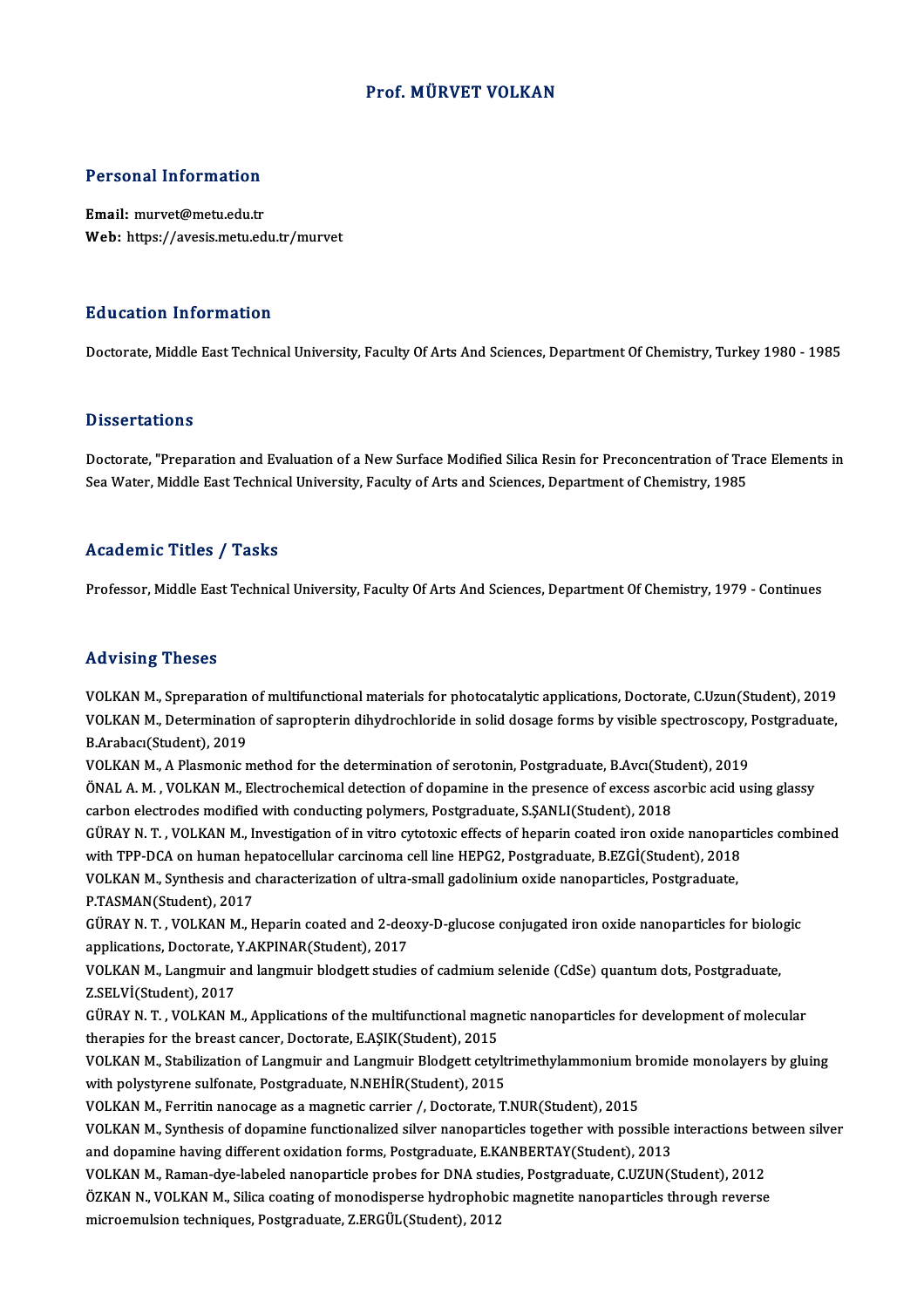# Prof. MÜRVET VOLKAN

## Personal Information

**Email:** murvet@metu.edu.tr
**Web:** https://avesis.metu.edu.tr/murvet

## Education Information

Doctorate, Middle East Technical University, Faculty Of Arts And Sciences, Department Of Chemistry, Turkey 1980 - 1985

## Dissertations

Doctorate, "Preparation and Evaluation of a New Surface Modified Silica Resin for Preconcentration of Trace Elements in Sea Water, Middle East Technical University, Faculty of Arts and Sciences, Department of Chemistry, 1985

## Academic Titles / Tasks

Professor, Middle East Technical University, Faculty Of Arts And Sciences, Department Of Chemistry, 1979 - Continues

## Advising Theses

VOLKAN M., Spreparation of multifunctional materials for photocatalytic applications, Doctorate, C.Uzun(Student), 2019

VOLKAN M., Determination of sapropterin dihydrochloride in solid dosage forms by visible spectroscopy, Postgraduate, B.Arabacı(Student), 2019

VOLKAN M., A Plasmonic method for the determination of serotonin, Postgraduate, B.Avcı(Student), 2019

ÖNAL A. M. , VOLKAN M., Electrochemical detection of dopamine in the presence of excess ascorbic acid using glassy carbon electrodes modified with conducting polymers, Postgraduate, S.ŞANLI(Student), 2018

GÜRAY N. T. , VOLKAN M., Investigation of in vitro cytotoxic effects of heparin coated iron oxide nanoparticles combined with TPP-DCA on human hepatocellular carcinoma cell line HEPG2, Postgraduate, B.EZGİ(Student), 2018

VOLKAN M., Synthesis and characterization of ultra-small gadolinium oxide nanoparticles, Postgraduate, P.TASMAN(Student), 2017

GÜRAY N. T. , VOLKAN M., Heparin coated and 2-deoxy-D-glucose conjugated iron oxide nanoparticles for biologic applications, Doctorate, Y.AKPINAR(Student), 2017

VOLKAN M., Langmuir and langmuir blodgett studies of cadmium selenide (CdSe) quantum dots, Postgraduate, Z.SELVİ(Student), 2017

GÜRAY N. T. , VOLKAN M., Applications of the multifunctional magnetic nanoparticles for development of molecular therapies for the breast cancer, Doctorate, E.AŞIK(Student), 2015

VOLKAN M., Stabilization of Langmuir and Langmuir Blodgett cetyltrimethylammonium bromide monolayers by gluing with polystyrene sulfonate, Postgraduate, N.NEHİR(Student), 2015

VOLKAN M., Ferritin nanocage as a magnetic carrier /, Doctorate, T.NUR(Student), 2015

VOLKAN M., Synthesis of dopamine functionalized silver nanoparticles together with possible interactions between silver and dopamine having different oxidation forms, Postgraduate, E.KANBERTAY(Student), 2013

VOLKAN M., Raman-dye-labeled nanoparticle probes for DNA studies, Postgraduate, C.UZUN(Student), 2012

ÖZKAN N., VOLKAN M., Silica coating of monodisperse hydrophobic magnetite nanoparticles through reverse microemulsion techniques, Postgraduate, Z.ERGÜL(Student), 2012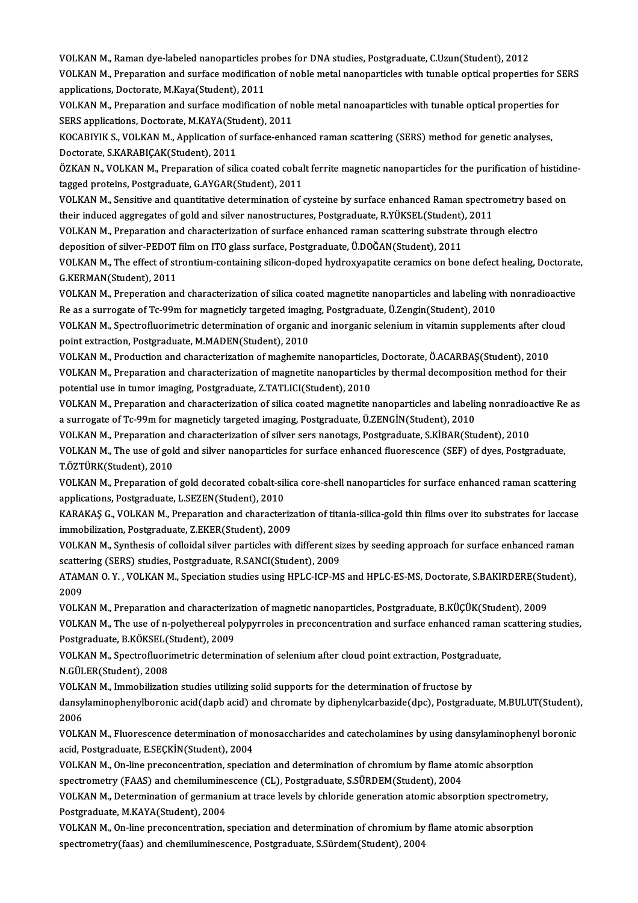VOLKAN M., Raman dye-labeled nanoparticles probes for DNA studies, Postgraduate, C.Uzun(Student), 2012

VOLKAN M., Preparation and surface modification of noble metal nanoparticles with tunable optical properties for SERS applications, Doctorate, M.Kaya(Student), 2011

VOLKAN M., Preparation and surface modification of noble metal nanoaparticles with tunable optical properties for SERS applications, Doctorate, M.KAYA(Student), 2011

KOCABIYIK S., VOLKAN M., Application of surface-enhanced raman scattering (SERS) method for genetic analyses, Doctorate, S.KARABIÇAK(Student), 2011

ÖZKAN N., VOLKAN M., Preparation of silica coated cobalt ferrite magnetic nanoparticles for the purification of histidine-tagged proteins, Postgraduate, G.AYGAR(Student), 2011

VOLKAN M., Sensitive and quantitative determination of cysteine by surface enhanced Raman spectrometry based on their induced aggregates of gold and silver nanostructures, Postgraduate, R.YÜKSEL(Student), 2011

VOLKAN M., Preparation and characterization of surface enhanced raman scattering substrate through electro deposition of silver-PEDOT film on ITO glass surface, Postgraduate, Ü.DOĞAN(Student), 2011

VOLKAN M., The effect of strontium-containing silicon-doped hydroxyapatite ceramics on bone defect healing, Doctorate, G.KERMAN(Student), 2011

VOLKAN M., Preperation and characterization of silica coated magnetite nanoparticles and labeling with nonradioactive Re as a surrogate of Tc-99m for magneticly targeted imaging, Postgraduate, Ü.Zengin(Student), 2010

VOLKAN M., Spectrofluorimetric determination of organic and inorganic selenium in vitamin supplements after cloud point extraction, Postgraduate, M.MADEN(Student), 2010

VOLKAN M., Production and characterization of maghemite nanoparticles, Doctorate, Ö.ACARBAŞ(Student), 2010

VOLKAN M., Preparation and characterization of magnetite nanoparticles by thermal decomposition method for their potential use in tumor imaging, Postgraduate, Z.TATLICI(Student), 2010

VOLKAN M., Preparation and characterization of silica coated magnetite nanoparticles and labeling nonradioactive Re as a surrogate of Tc-99m for magneticly targeted imaging, Postgraduate, Ü.ZENGİN(Student), 2010

VOLKAN M., Preparation and characterization of silver sers nanotags, Postgraduate, S.KİBAR(Student), 2010

VOLKAN M., The use of gold and silver nanoparticles for surface enhanced fluorescence (SEF) of dyes, Postgraduate, T.ÖZTÜRK(Student), 2010

VOLKAN M., Preparation of gold decorated cobalt-silica core-shell nanoparticles for surface enhanced raman scattering applications, Postgraduate, L.SEZEN(Student), 2010

KARAKAŞ G., VOLKAN M., Preparation and characterization of titania-silica-gold thin films over ito substrates for laccase immobilization, Postgraduate, Z.EKER(Student), 2009

VOLKAN M., Synthesis of colloidal silver particles with different sizes by seeding approach for surface enhanced raman scattering (SERS) studies, Postgraduate, R.SANCI(Student), 2009

ATAMAN O. Y. , VOLKAN M., Speciation studies using HPLC-ICP-MS and HPLC-ES-MS, Doctorate, S.BAKIRDERE(Student), 2009

VOLKAN M., Preparation and characterization of magnetic nanoparticles, Postgraduate, B.KÜÇÜK(Student), 2009

VOLKAN M., The use of n-polyethereal polypyrroles in preconcentration and surface enhanced raman scattering studies, Postgraduate, B.KÖKSEL(Student), 2009

VOLKAN M., Spectrofluorimetric determination of selenium after cloud point extraction, Postgraduate, N.GÜLER(Student), 2008

VOLKAN M., Immobilization studies utilizing solid supports for the determination of fructose by dansylaminophenylboronic acid(dapb acid) and chromate by diphenylcarbazide(dpc), Postgraduate, M.BULUT(Student), 2006

VOLKAN M., Fluorescence determination of monosaccharides and catecholamines by using dansylaminophenyl boronic acid, Postgraduate, E.SEÇKİN(Student), 2004

VOLKAN M., On-line preconcentration, speciation and determination of chromium by flame atomic absorption spectrometry (FAAS) and chemiluminescence (CL), Postgraduate, S.SÜRDEM(Student), 2004

VOLKAN M., Determination of germanium at trace levels by chloride generation atomic absorption spectrometry, Postgraduate, M.KAYA(Student), 2004

VOLKAN M., On-line preconcentration, speciation and determination of chromium by flame atomic absorption spectrometry(faas) and chemiluminescence, Postgraduate, S.Sürdem(Student), 2004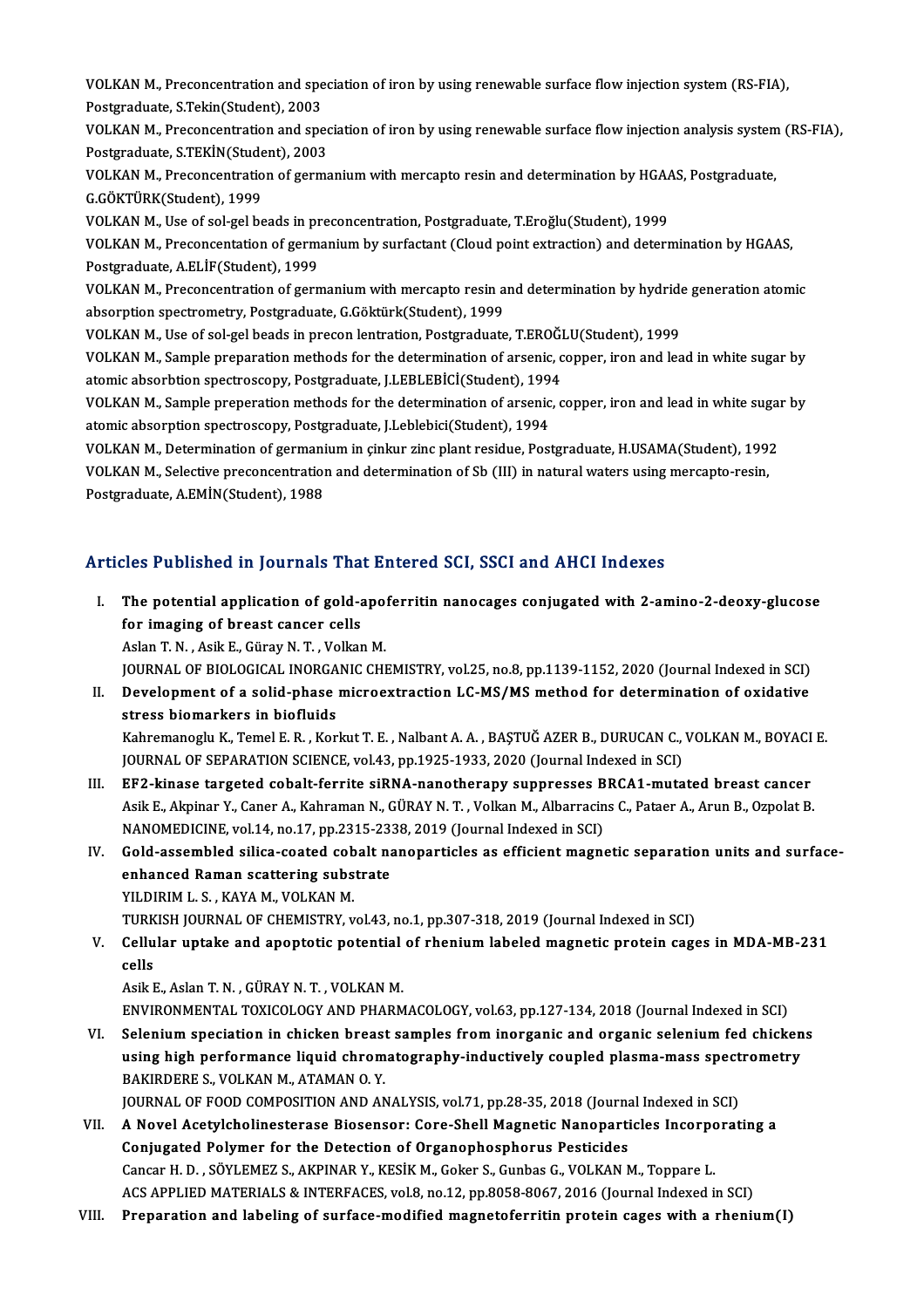VOLKAN M., Preconcentration and speciation of iron by using renewable surface flow injection system (RS-FIA), Postgraduate, S.Tekin(Student), 2003

VOLKAN M., Preconcentration and speciation of iron by using renewable surface flow injection analysis system (RS-FIA), Postgraduate, S.TEKİN(Student), 2003

VOLKAN M., Preconcentration of germanium with mercapto resin and determination by HGAAS, Postgraduate, G.GÖKTÜRK(Student), 1999

VOLKAN M., Use of sol-gel beads in preconcentration, Postgraduate, T.Eroğlu(Student), 1999

VOLKAN M., Preconcentation of germanium by surfactant (Cloud point extraction) and determination by HGAAS, Postgraduate, A.ELİF(Student), 1999

VOLKAN M., Preconcentration of germanium with mercapto resin and determination by hydride generation atomic absorption spectrometry, Postgraduate, G.Göktürk(Student), 1999

VOLKAN M., Use of sol-gel beads in precon lentration, Postgraduate, T.EROĞLU(Student), 1999

VOLKAN M., Sample preparation methods for the determination of arsenic, copper, iron and lead in white sugar by atomic absorbtion spectroscopy, Postgraduate, J.LEBLEBİCİ(Student), 1994

VOLKAN M., Sample preperation methods for the determination of arsenic, copper, iron and lead in white sugar by atomic absorption spectroscopy, Postgraduate, J.Leblebici(Student), 1994

VOLKAN M., Determination of germanium in çinkur zinc plant residue, Postgraduate, H.USAMA(Student), 1992

VOLKAN M., Selective preconcentration and determination of Sb (III) in natural waters using mercapto-resin, Postgraduate, A.EMİN(Student), 1988

## Articles Published in Journals That Entered SCI, SSCI and AHCI Indexes

I. **The potential application of gold-apoferritin nanocages conjugated with 2-amino-2-deoxy-glucose for imaging of breast cancer cells**
Aslan T. N. , Asik E., Güray N. T. , Volkan M.
JOURNAL OF BIOLOGICAL INORGANIC CHEMISTRY, vol.25, no.8, pp.1139-1152, 2020 (Journal Indexed in SCI)

II. **Development of a solid-phase microextraction LC-MS/MS method for determination of oxidative stress biomarkers in biofluids**
Kahremanoglu K., Temel E. R. , Korkut T. E. , Nalbant A. A. , BAŞTUĞ AZER B., DURUCAN C., VOLKAN M., BOYACI E.
JOURNAL OF SEPARATION SCIENCE, vol.43, pp.1925-1933, 2020 (Journal Indexed in SCI)

III. **EF2-kinase targeted cobalt-ferrite siRNA-nanotherapy suppresses BRCA1-mutated breast cancer**
Asik E., Akpinar Y., Caner A., Kahraman N., GÜRAY N. T. , Volkan M., Albarracins C., Pataer A., Arun B., Ozpolat B.
NANOMEDICINE, vol.14, no.17, pp.2315-2338, 2019 (Journal Indexed in SCI)

IV. **Gold-assembled silica-coated cobalt nanoparticles as efficient magnetic separation units and surface-enhanced Raman scattering substrate**
YILDIRIM L. S. , KAYA M., VOLKAN M.
TURKISH JOURNAL OF CHEMISTRY, vol.43, no.1, pp.307-318, 2019 (Journal Indexed in SCI)

V. **Cellular uptake and apoptotic potential of rhenium labeled magnetic protein cages in MDA-MB-231 cells**
Asik E., Aslan T. N. , GÜRAY N. T. , VOLKAN M.
ENVIRONMENTAL TOXICOLOGY AND PHARMACOLOGY, vol.63, pp.127-134, 2018 (Journal Indexed in SCI)

VI. **Selenium speciation in chicken breast samples from inorganic and organic selenium fed chickens using high performance liquid chromatography-inductively coupled plasma-mass spectrometry**
BAKIRDERE S., VOLKAN M., ATAMAN O. Y.
JOURNAL OF FOOD COMPOSITION AND ANALYSIS, vol.71, pp.28-35, 2018 (Journal Indexed in SCI)

VII. **A Novel Acetylcholinesterase Biosensor: Core-Shell Magnetic Nanoparticles Incorporating a Conjugated Polymer for the Detection of Organophosphorus Pesticides**
Cancar H. D. , SÖYLEMEZ S., AKPINAR Y., KESİK M., Goker S., Gunbas G., VOLKAN M., Toppare L.
ACS APPLIED MATERIALS & INTERFACES, vol.8, no.12, pp.8058-8067, 2016 (Journal Indexed in SCI)

VIII. **Preparation and labeling of surface-modified magnetoferritin protein cages with a rhenium(I)**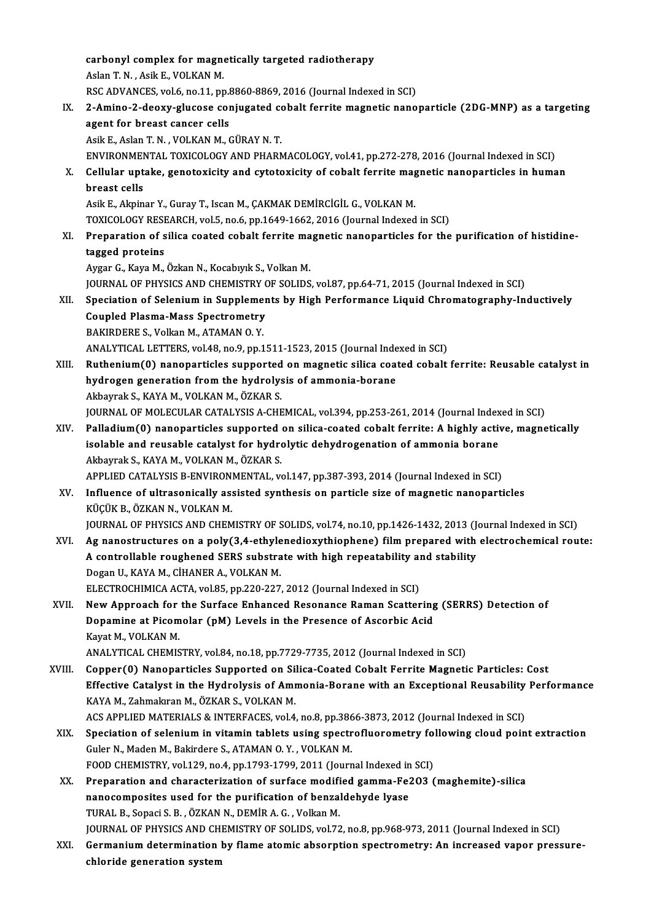**carbonyl complex for magnetically targeted radiotherapy**
Aslan T. N. , Asik E., VOLKAN M.
RSC ADVANCES, vol.6, no.11, pp.8860-8869, 2016 (Journal Indexed in SCI)

IX. **2-Amino-2-deoxy-glucose conjugated cobalt ferrite magnetic nanoparticle (2DG-MNP) as a targeting agent for breast cancer cells**
Asik E., Aslan T. N. , VOLKAN M., GÜRAY N. T.
ENVIRONMENTAL TOXICOLOGY AND PHARMACOLOGY, vol.41, pp.272-278, 2016 (Journal Indexed in SCI)

X. **Cellular uptake, genotoxicity and cytotoxicity of cobalt ferrite magnetic nanoparticles in human breast cells**
Asik E., Akpinar Y., Guray T., Iscan M., ÇAKMAK DEMİRCİGİL G., VOLKAN M.
TOXICOLOGY RESEARCH, vol.5, no.6, pp.1649-1662, 2016 (Journal Indexed in SCI)

XI. **Preparation of silica coated cobalt ferrite magnetic nanoparticles for the purification of histidine-tagged proteins**
Aygar G., Kaya M., Özkan N., Kocabıyık S., Volkan M.
JOURNAL OF PHYSICS AND CHEMISTRY OF SOLIDS, vol.87, pp.64-71, 2015 (Journal Indexed in SCI)

XII. **Speciation of Selenium in Supplements by High Performance Liquid Chromatography-Inductively Coupled Plasma-Mass Spectrometry**
BAKIRDERE S., Volkan M., ATAMAN O. Y.
ANALYTICAL LETTERS, vol.48, no.9, pp.1511-1523, 2015 (Journal Indexed in SCI)

XIII. **Ruthenium(0) nanoparticles supported on magnetic silica coated cobalt ferrite: Reusable catalyst in hydrogen generation from the hydrolysis of ammonia-borane**
Akbayrak S., KAYA M., VOLKAN M., ÖZKAR S.
JOURNAL OF MOLECULAR CATALYSIS A-CHEMICAL, vol.394, pp.253-261, 2014 (Journal Indexed in SCI)

XIV. **Palladium(0) nanoparticles supported on silica-coated cobalt ferrite: A highly active, magnetically isolable and reusable catalyst for hydrolytic dehydrogenation of ammonia borane**
Akbayrak S., KAYA M., VOLKAN M., ÖZKAR S.
APPLIED CATALYSIS B-ENVIRONMENTAL, vol.147, pp.387-393, 2014 (Journal Indexed in SCI)

XV. **Influence of ultrasonically assisted synthesis on particle size of magnetic nanoparticles**
KÜÇÜK B., ÖZKAN N., VOLKAN M.
JOURNAL OF PHYSICS AND CHEMISTRY OF SOLIDS, vol.74, no.10, pp.1426-1432, 2013 (Journal Indexed in SCI)

XVI. **Ag nanostructures on a poly(3,4-ethylenedioxythiophene) film prepared with electrochemical route: A controllable roughened SERS substrate with high repeatability and stability**
Dogan U., KAYA M., CİHANER A., VOLKAN M.
ELECTROCHIMICA ACTA, vol.85, pp.220-227, 2012 (Journal Indexed in SCI)

XVII. **New Approach for the Surface Enhanced Resonance Raman Scattering (SERRS) Detection of Dopamine at Picomolar (pM) Levels in the Presence of Ascorbic Acid**
Kayat M., VOLKAN M.
ANALYTICAL CHEMISTRY, vol.84, no.18, pp.7729-7735, 2012 (Journal Indexed in SCI)

XVIII. **Copper(0) Nanoparticles Supported on Silica-Coated Cobalt Ferrite Magnetic Particles: Cost Effective Catalyst in the Hydrolysis of Ammonia-Borane with an Exceptional Reusability Performance**
KAYA M., Zahmakıran M., ÖZKAR S., VOLKAN M.
ACS APPLIED MATERIALS & INTERFACES, vol.4, no.8, pp.3866-3873, 2012 (Journal Indexed in SCI)

XIX. **Speciation of selenium in vitamin tablets using spectrofluorometry following cloud point extraction**
Guler N., Maden M., Bakirdere S., ATAMAN O. Y. , VOLKAN M.
FOOD CHEMISTRY, vol.129, no.4, pp.1793-1799, 2011 (Journal Indexed in SCI)

XX. **Preparation and characterization of surface modified gamma-Fe2O3 (maghemite)-silica nanocomposites used for the purification of benzaldehyde lyase**
TURAL B., Sopaci S. B. , ÖZKAN N., DEMİR A. G. , Volkan M.
JOURNAL OF PHYSICS AND CHEMISTRY OF SOLIDS, vol.72, no.8, pp.968-973, 2011 (Journal Indexed in SCI)

XXI. **Germanium determination by flame atomic absorption spectrometry: An increased vapor pressure-chloride generation system**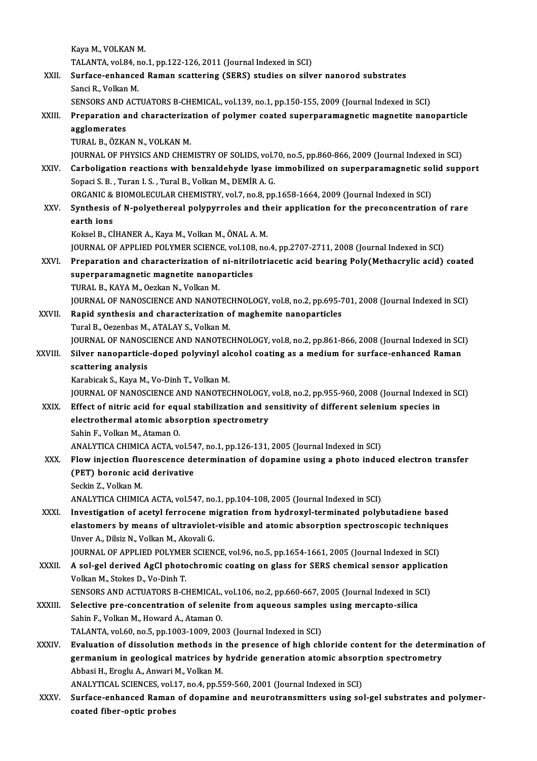Kaya M., VOLKAN M.
TALANTA, vol.84, no.1, pp.122-126, 2011 (Journal Indexed in SCI)

XXII. **Surface-enhanced Raman scattering (SERS) studies on silver nanorod substrates**
Sanci R., Volkan M.
SENSORS AND ACTUATORS B-CHEMICAL, vol.139, no.1, pp.150-155, 2009 (Journal Indexed in SCI)

XXIII. **Preparation and characterization of polymer coated superparamagnetic magnetite nanoparticle agglomerates**
TURAL B., ÖZKAN N., VOLKAN M.
JOURNAL OF PHYSICS AND CHEMISTRY OF SOLIDS, vol.70, no.5, pp.860-866, 2009 (Journal Indexed in SCI)

XXIV. **Carboligation reactions with benzaldehyde lyase immobilized on superparamagnetic solid support**
Sopaci S. B. , Turan I. S. , Tural B., Volkan M., DEMİR A. G.
ORGANIC & BIOMOLECULAR CHEMISTRY, vol.7, no.8, pp.1658-1664, 2009 (Journal Indexed in SCI)

XXV. **Synthesis of N-polyethereal polypyrroles and their application for the preconcentration of rare earth ions**
Koksel B., CİHANER A., Kaya M., Volkan M., ÖNAL A. M.
JOURNAL OF APPLIED POLYMER SCIENCE, vol.108, no.4, pp.2707-2711, 2008 (Journal Indexed in SCI)

XXVI. **Preparation and characterization of ni-nitrilotriacetic acid bearing Poly(Methacrylic acid) coated superparamagnetic magnetite nanoparticles**
TURAL B., KAYA M., Oezkan N., Volkan M.
JOURNAL OF NANOSCIENCE AND NANOTECHNOLOGY, vol.8, no.2, pp.695-701, 2008 (Journal Indexed in SCI)

XXVII. **Rapid synthesis and characterization of maghemite nanoparticles**
Tural B., Oezenbas M., ATALAY S., Volkan M.
JOURNAL OF NANOSCIENCE AND NANOTECHNOLOGY, vol.8, no.2, pp.861-866, 2008 (Journal Indexed in SCI)

XXVIII. **Silver nanoparticle-doped polyvinyl alcohol coating as a medium for surface-enhanced Raman scattering analysis**
Karabicak S., Kaya M., Vo-Dinh T., Volkan M.
JOURNAL OF NANOSCIENCE AND NANOTECHNOLOGY, vol.8, no.2, pp.955-960, 2008 (Journal Indexed in SCI)

XXIX. **Effect of nitric acid for equal stabilization and sensitivity of different selenium species in electrothermal atomic absorption spectrometry**
Sahin F., Volkan M., Ataman O.
ANALYTICA CHIMICA ACTA, vol.547, no.1, pp.126-131, 2005 (Journal Indexed in SCI)

XXX. **Flow injection fluorescence determination of dopamine using a photo induced electron transfer (PET) boronic acid derivative**
Seckin Z., Volkan M.
ANALYTICA CHIMICA ACTA, vol.547, no.1, pp.104-108, 2005 (Journal Indexed in SCI)

XXXI. **Investigation of acetyl ferrocene migration from hydroxyl-terminated polybutadiene based elastomers by means of ultraviolet-visible and atomic absorption spectroscopic techniques**
Unver A., Dilsiz N., Volkan M., Akovali G.
JOURNAL OF APPLIED POLYMER SCIENCE, vol.96, no.5, pp.1654-1661, 2005 (Journal Indexed in SCI)

XXXII. **A sol-gel derived AgCl photochromic coating on glass for SERS chemical sensor application**
Volkan M., Stokes D., Vo-Dinh T.
SENSORS AND ACTUATORS B-CHEMICAL, vol.106, no.2, pp.660-667, 2005 (Journal Indexed in SCI)

XXXIII. **Selective pre-concentration of selenite from aqueous samples using mercapto-silica**
Sahin F., Volkan M., Howard A., Ataman O.
TALANTA, vol.60, no.5, pp.1003-1009, 2003 (Journal Indexed in SCI)

XXXIV. **Evaluation of dissolution methods in the presence of high chloride content for the determination of germanium in geological matrices by hydride generation atomic absorption spectrometry**
Abbasi H., Eroglu A., Anwari M., Volkan M.
ANALYTICAL SCIENCES, vol.17, no.4, pp.559-560, 2001 (Journal Indexed in SCI)

XXXV. **Surface-enhanced Raman of dopamine and neurotransmitters using sol-gel substrates and polymer-coated fiber-optic probes**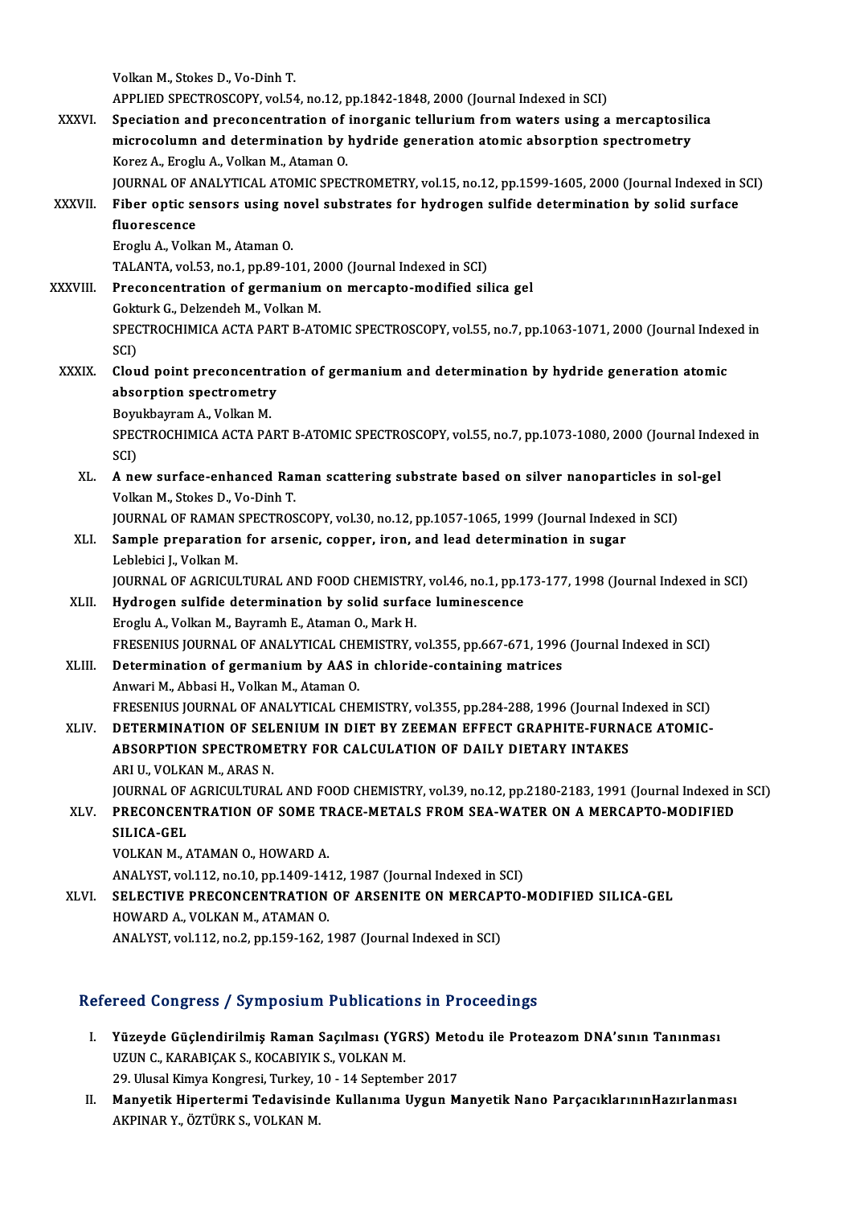Volkan M., Stokes D., Vo-Dinh T.
APPLIED SPECTROSCOPY, vol.54, no.12, pp.1842-1848, 2000 (Journal Indexed in SCI)

XXXVI. **Speciation and preconcentration of inorganic tellurium from waters using a mercaptosilica microcolumn and determination by hydride generation atomic absorption spectrometry**
Korez A., Eroglu A., Volkan M., Ataman O.
JOURNAL OF ANALYTICAL ATOMIC SPECTROMETRY, vol.15, no.12, pp.1599-1605, 2000 (Journal Indexed in SCI)

XXXVII. **Fiber optic sensors using novel substrates for hydrogen sulfide determination by solid surface fluorescence**
Eroglu A., Volkan M., Ataman O.
TALANTA, vol.53, no.1, pp.89-101, 2000 (Journal Indexed in SCI)

XXXVIII. **Preconcentration of germanium on mercapto-modified silica gel**
Gokturk G., Delzendeh M., Volkan M.
SPECTROCHIMICA ACTA PART B-ATOMIC SPECTROSCOPY, vol.55, no.7, pp.1063-1071, 2000 (Journal Indexed in SCI)

XXXIX. **Cloud point preconcentration of germanium and determination by hydride generation atomic absorption spectrometry**
Boyukbayram A., Volkan M.
SPECTROCHIMICA ACTA PART B-ATOMIC SPECTROSCOPY, vol.55, no.7, pp.1073-1080, 2000 (Journal Indexed in SCI)

XL. **A new surface-enhanced Raman scattering substrate based on silver nanoparticles in sol-gel**
Volkan M., Stokes D., Vo-Dinh T.
JOURNAL OF RAMAN SPECTROSCOPY, vol.30, no.12, pp.1057-1065, 1999 (Journal Indexed in SCI)

XLI. **Sample preparation for arsenic, copper, iron, and lead determination in sugar**
Leblebici J., Volkan M.
JOURNAL OF AGRICULTURAL AND FOOD CHEMISTRY, vol.46, no.1, pp.173-177, 1998 (Journal Indexed in SCI)

XLII. **Hydrogen sulfide determination by solid surface luminescence**
Eroglu A., Volkan M., Bayramh E., Ataman O., Mark H.
FRESENIUS JOURNAL OF ANALYTICAL CHEMISTRY, vol.355, pp.667-671, 1996 (Journal Indexed in SCI)

XLIII. **Determination of germanium by AAS in chloride-containing matrices**
Anwari M., Abbasi H., Volkan M., Ataman O.
FRESENIUS JOURNAL OF ANALYTICAL CHEMISTRY, vol.355, pp.284-288, 1996 (Journal Indexed in SCI)

XLIV. **DETERMINATION OF SELENIUM IN DIET BY ZEEMAN EFFECT GRAPHITE-FURNACE ATOMIC-ABSORPTION SPECTROMETRY FOR CALCULATION OF DAILY DIETARY INTAKES**
ARI U., VOLKAN M., ARAS N.
JOURNAL OF AGRICULTURAL AND FOOD CHEMISTRY, vol.39, no.12, pp.2180-2183, 1991 (Journal Indexed in SCI)

XLV. **PRECONCENTRATION OF SOME TRACE-METALS FROM SEA-WATER ON A MERCAPTO-MODIFIED SILICA-GEL**
VOLKAN M., ATAMAN O., HOWARD A.
ANALYST, vol.112, no.10, pp.1409-1412, 1987 (Journal Indexed in SCI)

XLVI. **SELECTIVE PRECONCENTRATION OF ARSENITE ON MERCAPTO-MODIFIED SILICA-GEL**
HOWARD A., VOLKAN M., ATAMAN O.
ANALYST, vol.112, no.2, pp.159-162, 1987 (Journal Indexed in SCI)

## Refereed Congress / Symposium Publications in Proceedings

I. **Yüzeyde Güçlendirilmiş Raman Saçılması (YGRS) Metodu ile Proteazom DNA'sının Tanınması**
UZUN C., KARABIÇAK S., KOCABIYIK S., VOLKAN M.
29. Ulusal Kimya Kongresi, Turkey, 10 - 14 September 2017

II. **Manyetik Hipertermi Tedavisinde Kullanıma Uygun Manyetik Nano ParçacıklarınınHazırlanması**
AKPINAR Y., ÖZTÜRK S., VOLKAN M.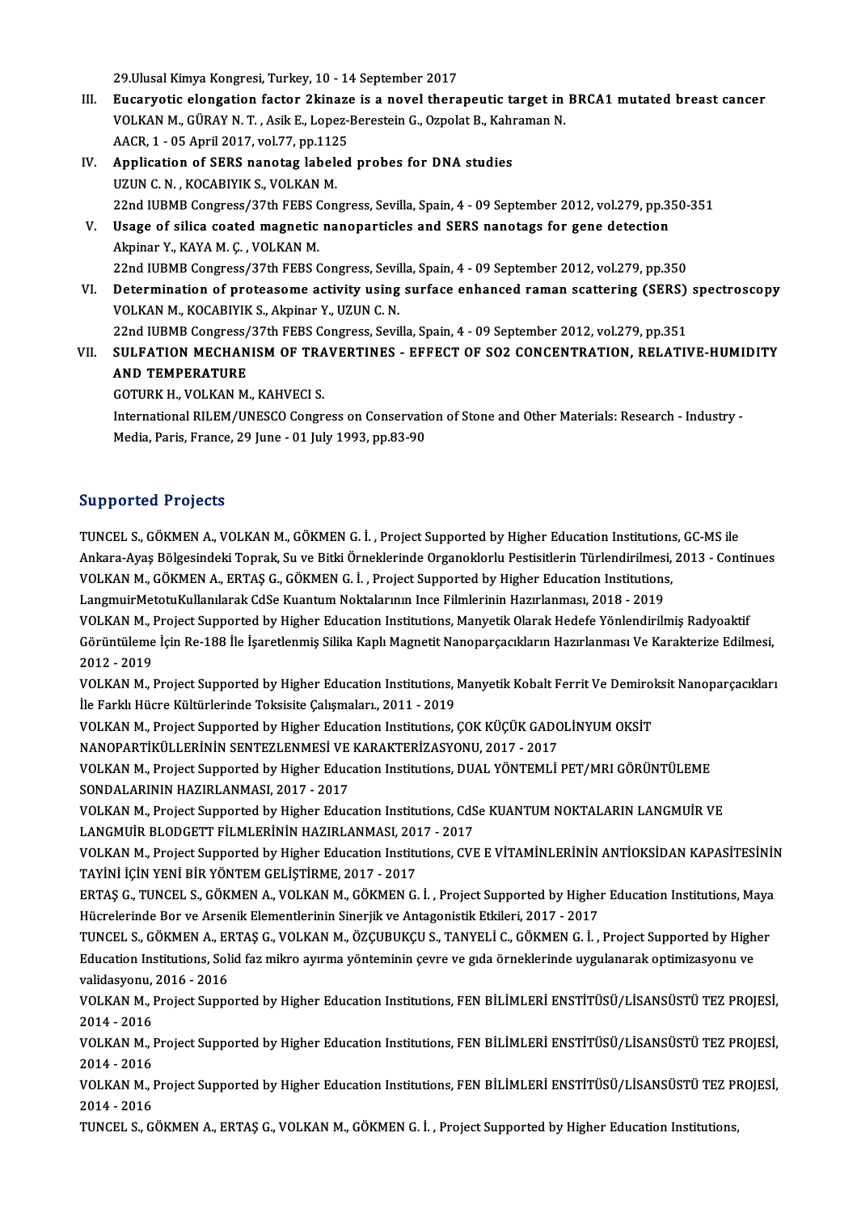29.Ulusal Kimya Kongresi, Turkey, 10 - 14 September 2017

III. **Eucaryotic elongation factor 2kinaze is a novel therapeutic target in BRCA1 mutated breast cancer**
VOLKAN M., GÜRAY N. T. , Asik E., Lopez-Berestein G., Ozpolat B., Kahraman N.
AACR, 1 - 05 April 2017, vol.77, pp.1125

IV. **Application of SERS nanotag labeled probes for DNA studies**
UZUN C. N. , KOCABIYIK S., VOLKAN M.
22nd IUBMB Congress/37th FEBS Congress, Sevilla, Spain, 4 - 09 September 2012, vol.279, pp.350-351

V. **Usage of silica coated magnetic nanoparticles and SERS nanotags for gene detection**
Akpinar Y., KAYA M. Ç. , VOLKAN M.
22nd IUBMB Congress/37th FEBS Congress, Sevilla, Spain, 4 - 09 September 2012, vol.279, pp.350

VI. **Determination of proteasome activity using surface enhanced raman scattering (SERS) spectroscopy**
VOLKAN M., KOCABIYIK S., Akpinar Y., UZUN C. N.
22nd IUBMB Congress/37th FEBS Congress, Sevilla, Spain, 4 - 09 September 2012, vol.279, pp.351

VII. **SULFATION MECHANISM OF TRAVERTINES - EFFECT OF SO2 CONCENTRATION, RELATIVE-HUMIDITY AND TEMPERATURE**
GOTURK H., VOLKAN M., KAHVECI S.
International RILEM/UNESCO Congress on Conservation of Stone and Other Materials: Research - Industry - Media, Paris, France, 29 June - 01 July 1993, pp.83-90

## Supported Projects

TUNCEL S., GÖKMEN A., VOLKAN M., GÖKMEN G. İ. , Project Supported by Higher Education Institutions, GC-MS ile Ankara-Ayaş Bölgesindeki Toprak, Su ve Bitki Örneklerinde Organoklorlu Pestisitlerin Türlendirilmesi, 2013 - Continues

VOLKAN M., GÖKMEN A., ERTAŞ G., GÖKMEN G. İ. , Project Supported by Higher Education Institutions, LangmuirMetotuKullanılarak CdSe Kuantum Noktalarının Ince Filmlerinin Hazırlanması, 2018 - 2019

VOLKAN M., Project Supported by Higher Education Institutions, Manyetik Olarak Hedefe Yönlendirilmiş Radyoaktif Görüntüleme İçin Re-188 İle İşaretlenmiş Silika Kaplı Magnetit Nanoparçacıkların Hazırlanması Ve Karakterize Edilmesi, 2012 - 2019

VOLKAN M., Project Supported by Higher Education Institutions, Manyetik Kobalt Ferrit Ve Demiroksit Nanoparçacıkları İle Farklı Hücre Kültürlerinde Toksisite Çalışmaları., 2011 - 2019

VOLKAN M., Project Supported by Higher Education Institutions, ÇOK KÜÇÜK GADOLİNYUM OKSİT NANOPARTİKÜLLERİNİN SENTEZLENMESİ VE KARAKTERİZASYONU, 2017 - 2017

VOLKAN M., Project Supported by Higher Education Institutions, DUAL YÖNTEMLİ PET/MRI GÖRÜNTÜLEME SONDALARININ HAZIRLANMASI, 2017 - 2017

VOLKAN M., Project Supported by Higher Education Institutions, CdSe KUANTUM NOKTALARIN LANGMUİR VE LANGMUİR BLODGETT FİLMLERİNİN HAZIRLANMASI, 2017 - 2017

VOLKAN M., Project Supported by Higher Education Institutions, CVE E VİTAMİNLERİNİN ANTİOKSİDAN KAPASİTESİNİN TAYİNİ İÇİN YENİ BİR YÖNTEM GELİŞTİRME, 2017 - 2017

ERTAŞ G., TUNCEL S., GÖKMEN A., VOLKAN M., GÖKMEN G. İ. , Project Supported by Higher Education Institutions, Maya Hücrelerinde Bor ve Arsenik Elementlerinin Sinerjik ve Antagonistik Etkileri, 2017 - 2017

TUNCEL S., GÖKMEN A., ERTAŞ G., VOLKAN M., ÖZÇUBUKÇU S., TANYELİ C., GÖKMEN G. İ. , Project Supported by Higher Education Institutions, Solid faz mikro ayırma yönteminin çevre ve gıda örneklerinde uygulanarak optimizasyonu ve validasyonu, 2016 - 2016

VOLKAN M., Project Supported by Higher Education Institutions, FEN BİLİMLERİ ENSTİTÜSÜ/LİSANSÜSTÜ TEZ PROJESİ, 2014 - 2016

VOLKAN M., Project Supported by Higher Education Institutions, FEN BİLİMLERİ ENSTİTÜSÜ/LİSANSÜSTÜ TEZ PROJESİ, 2014 - 2016

VOLKAN M., Project Supported by Higher Education Institutions, FEN BİLİMLERİ ENSTİTÜSÜ/LİSANSÜSTÜ TEZ PROJESİ, 2014 - 2016

TUNCEL S., GÖKMEN A., ERTAŞ G., VOLKAN M., GÖKMEN G. İ. , Project Supported by Higher Education Institutions,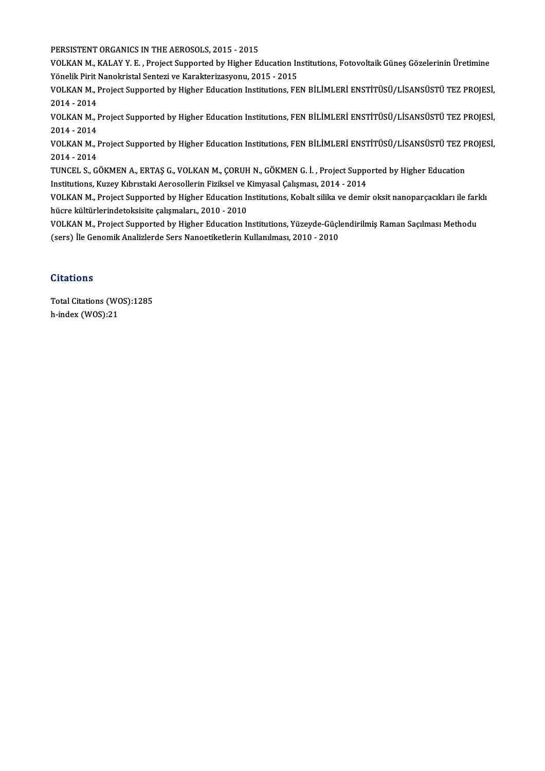PERSISTENT ORGANICS IN THE AEROSOLS, 2015 - 2015

VOLKAN M., KALAY Y. E. , Project Supported by Higher Education Institutions, Fotovoltaik Güneş Gözelerinin Üretimine Yönelik Pirit Nanokristal Sentezi ve Karakterizasyonu, 2015 - 2015

VOLKAN M., Project Supported by Higher Education Institutions, FEN BİLİMLERİ ENSTİTÜSÜ/LİSANSÜSTÜ TEZ PROJESİ, 2014 - 2014

VOLKAN M., Project Supported by Higher Education Institutions, FEN BİLİMLERİ ENSTİTÜSÜ/LİSANSÜSTÜ TEZ PROJESİ, 2014 - 2014

VOLKAN M., Project Supported by Higher Education Institutions, FEN BİLİMLERİ ENSTİTÜSÜ/LİSANSÜSTÜ TEZ PROJESİ, 2014 - 2014

TUNCEL S., GÖKMEN A., ERTAŞ G., VOLKAN M., ÇORUH N., GÖKMEN G. İ. , Project Supported by Higher Education Institutions, Kuzey Kıbrıstaki Aerosollerin Fiziksel ve Kimyasal Çalışması, 2014 - 2014

VOLKAN M., Project Supported by Higher Education Institutions, Kobalt silika ve demir oksit nanoparçacıkları ile farklı hücre kültürlerindetoksisite çalışmaları., 2010 - 2010

VOLKAN M., Project Supported by Higher Education Institutions, Yüzeyde-Güçlendirilmiş Raman Saçılması Methodu (sers) İle Genomik Analizlerde Sers Nanoetiketlerin Kullanılması, 2010 - 2010

## Citations

Total Citations (WOS):1285

h-index (WOS):21